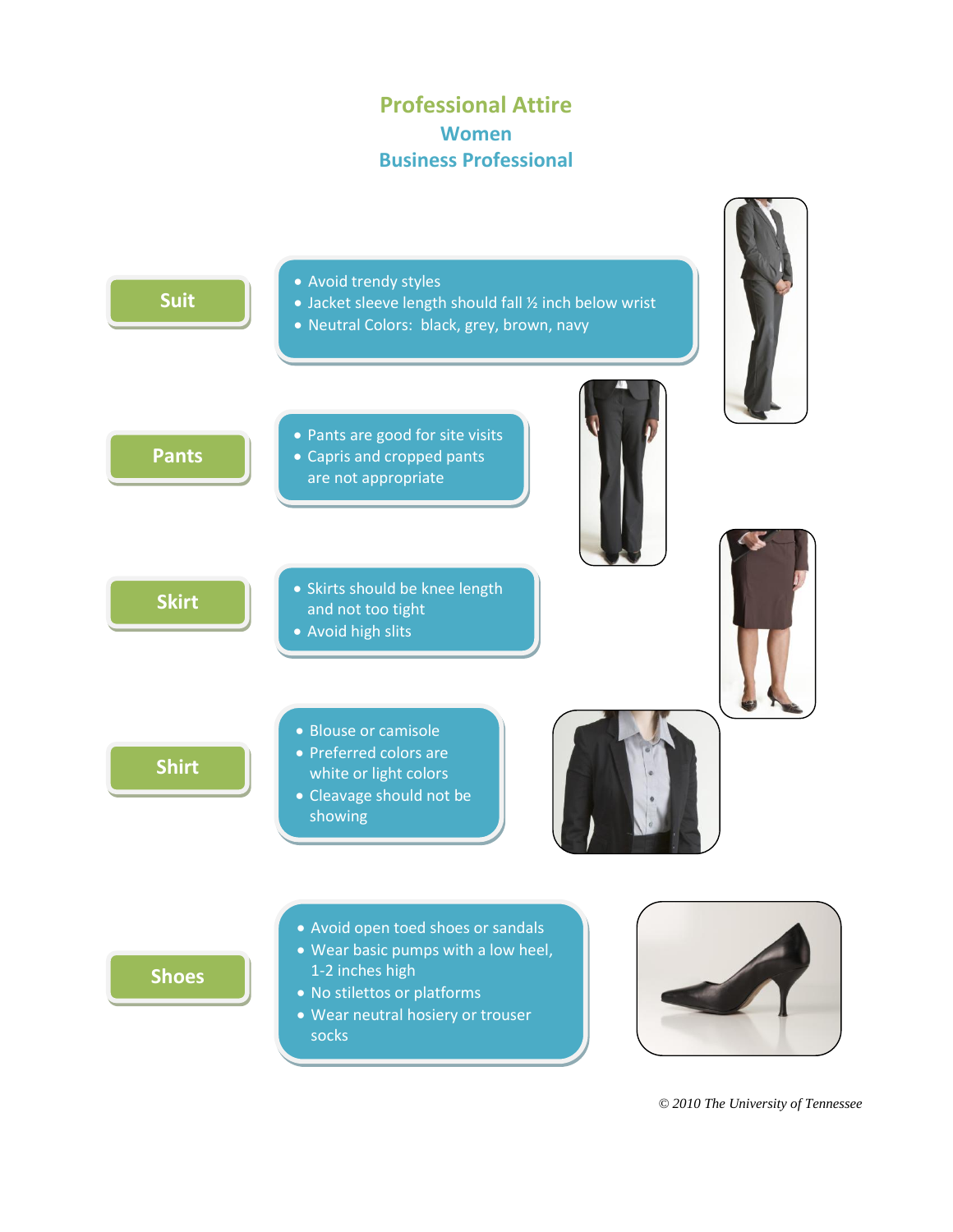# Professional Attire

## Women

## Business Professional

### Suit

- Avoid trendy styles
- Jacket sleeve length should fall ½ inch below wrist
- Neutral Colors: black, grey, brown, navy

### Pants

- Pants are good for site visits
- Capris and cropped pants are not appropriate

### Skirt

- Skirts should be knee length and not too tight
- Avoid high slits

### Shirt

- Blouse or camisole
- Preferred colors are white or light colors
- Cleavage should not be showing

### Shoes

- Avoid open toed shoes or sandals
- Wear basic pumps with a low heel, 1-2 inches high
- No stilettos or platforms
- Wear neutral hosiery or trouser socks

*© 2010 The University of Tennessee*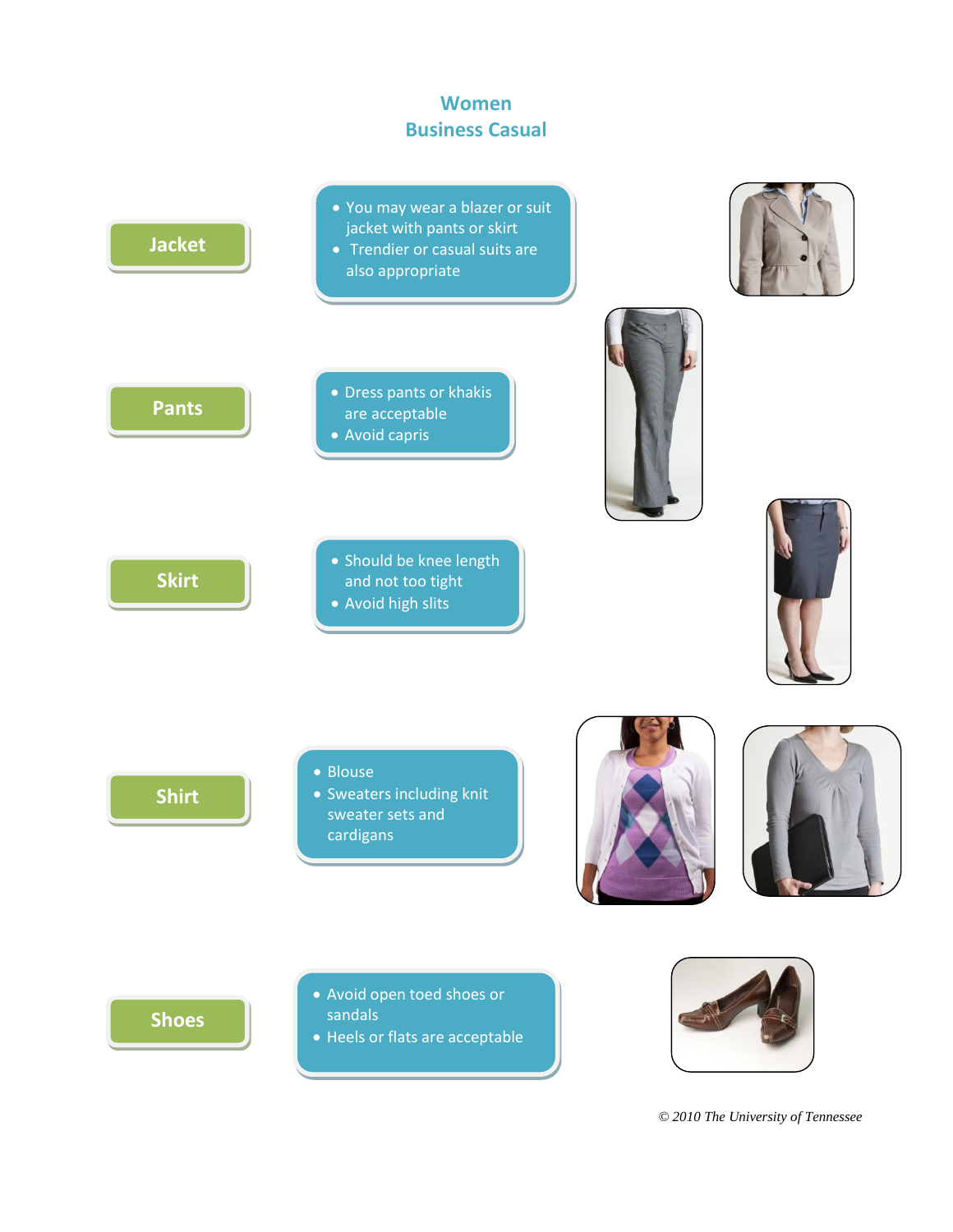# Women
## Business Casual

**Jacket**

- You may wear a blazer or suit jacket with pants or skirt
- Trendier or casual suits are also appropriate

**Pants**

- Dress pants or khakis are acceptable
- Avoid capris

**Skirt**

- Should be knee length and not too tight
- Avoid high slits

**Shirt**

- Blouse
- Sweaters including knit sweater sets and cardigans

**Shoes**

- Avoid open toed shoes or sandals
- Heels or flats are acceptable

*© 2010 The University of Tennessee*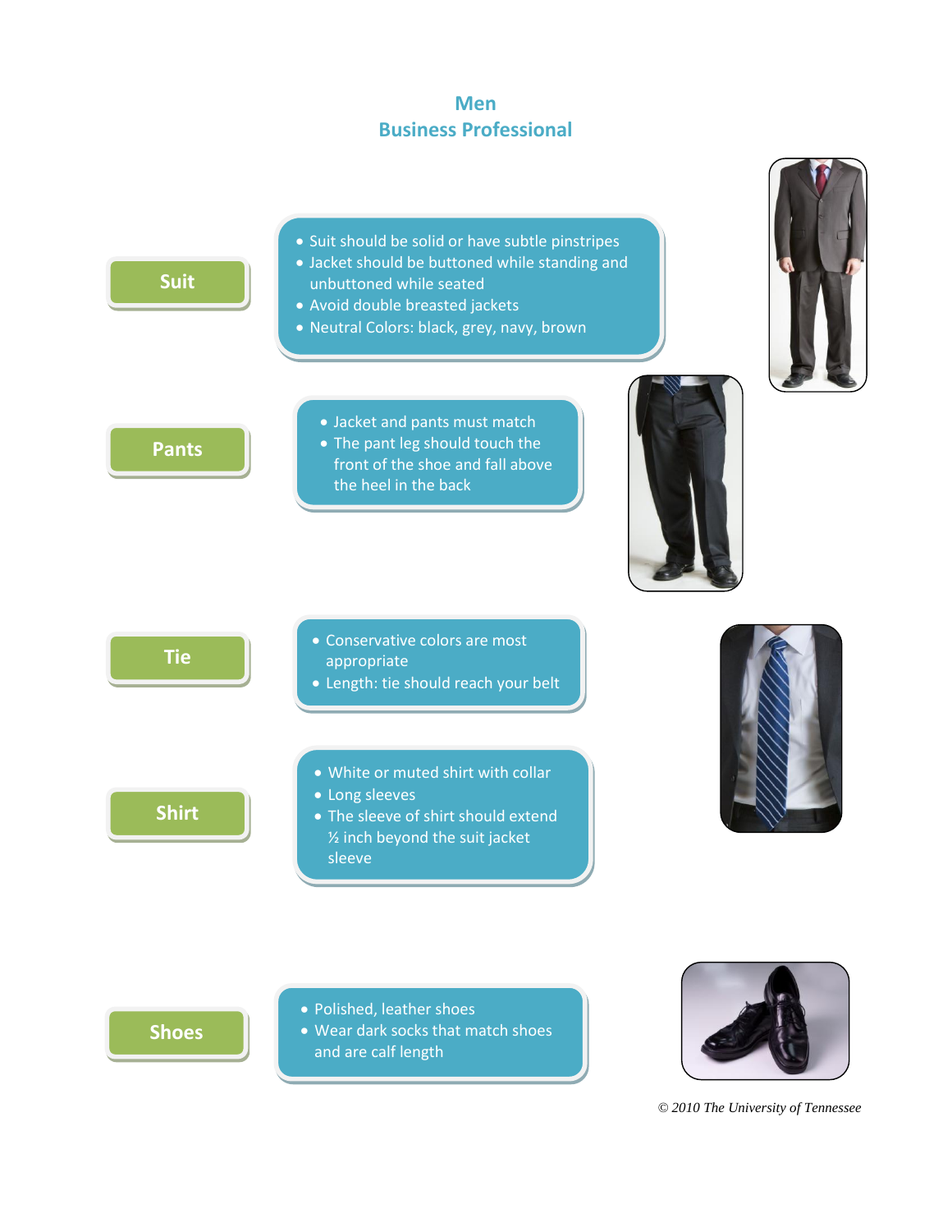# Men
## Business Professional

### Suit

- Suit should be solid or have subtle pinstripes
- Jacket should be buttoned while standing and unbuttoned while seated
- Avoid double breasted jackets
- Neutral Colors: black, grey, navy, brown

### Pants

- Jacket and pants must match
- The pant leg should touch the front of the shoe and fall above the heel in the back

### Tie

- Conservative colors are most appropriate
- Length: tie should reach your belt

### Shirt

- White or muted shirt with collar
- Long sleeves
- The sleeve of shirt should extend ½ inch beyond the suit jacket sleeve

### Shoes

- Polished, leather shoes
- Wear dark socks that match shoes and are calf length

*© 2010 The University of Tennessee*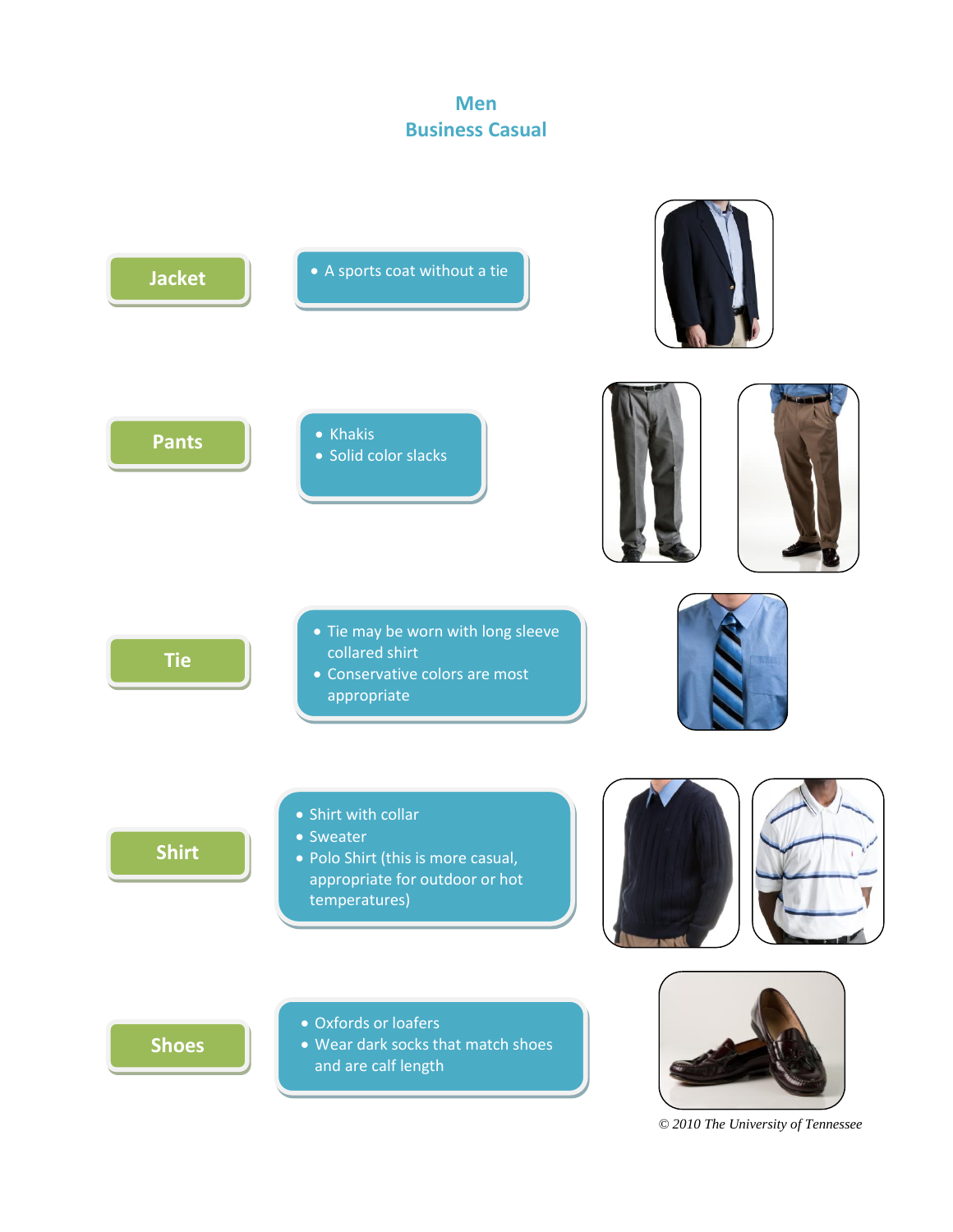# Men
## Business Casual

### Jacket

- A sports coat without a tie

### Pants

- Khakis
- Solid color slacks

### Tie

- Tie may be worn with long sleeve collared shirt
- Conservative colors are most appropriate

### Shirt

- Shirt with collar
- Sweater
- Polo Shirt (this is more casual, appropriate for outdoor or hot temperatures)

### Shoes

- Oxfords or loafers
- Wear dark socks that match shoes and are calf length

*© 2010 The University of Tennessee*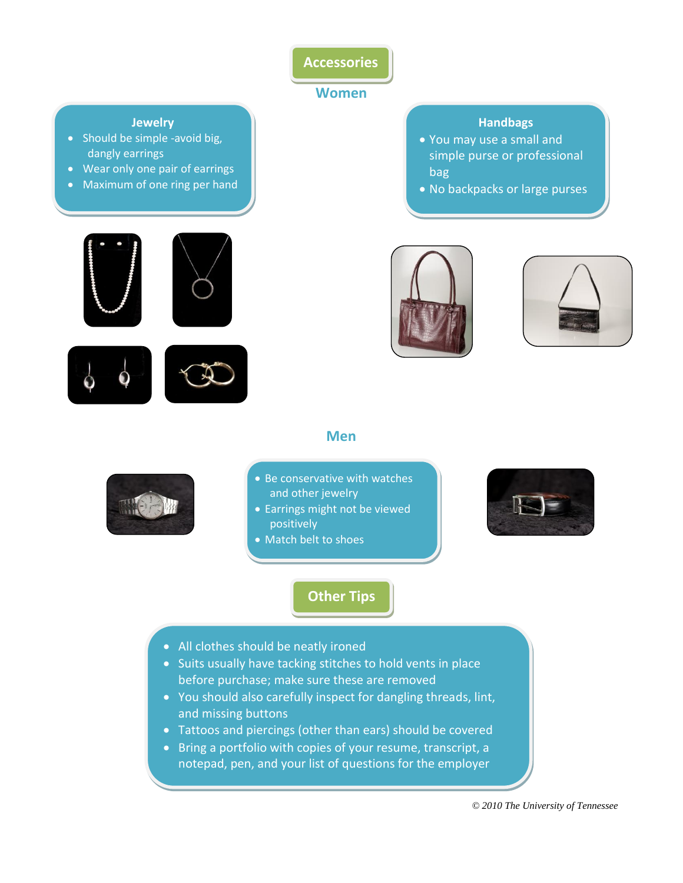# Accessories

## Women

### Jewelry

- Should be simple -avoid big, dangly earrings
- Wear only one pair of earrings
- Maximum of one ring per hand

### Handbags

- You may use a small and simple purse or professional bag
- No backpacks or large purses

## Men

- Be conservative with watches and other jewelry
- Earrings might not be viewed positively
- Match belt to shoes

# Other Tips

- All clothes should be neatly ironed
- Suits usually have tacking stitches to hold vents in place before purchase; make sure these are removed
- You should also carefully inspect for dangling threads, lint, and missing buttons
- Tattoos and piercings (other than ears) should be covered
- Bring a portfolio with copies of your resume, transcript, a notepad, pen, and your list of questions for the employer

*© 2010 The University of Tennessee*